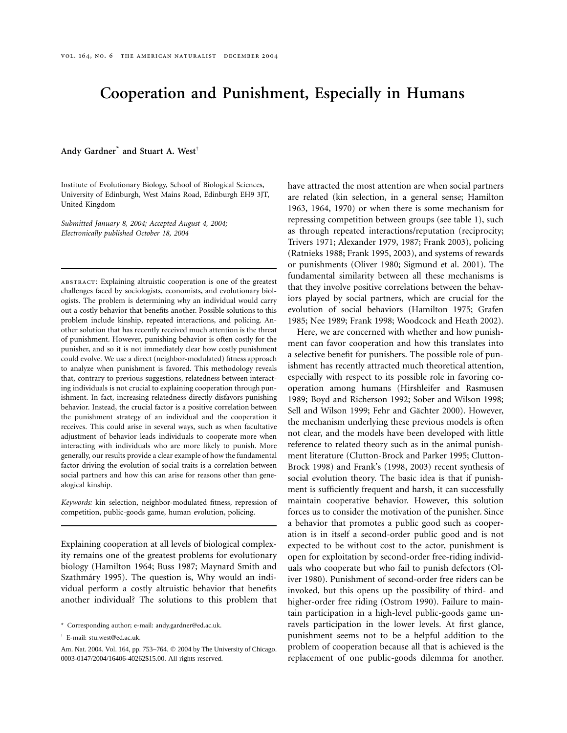# Cooperation and Punishment, Especially in Humans

**Andy Gardner*** **and Stuart A. West**†

Institute of Evolutionary Biology, School of Biological Sciences, University of Edinburgh, West Mains Road, Edinburgh EH9 3JT, United Kingdom

*Submitted January 8, 2004; Accepted August 4, 2004; Electronically published October 18, 2004*

---

abstract: Explaining altruistic cooperation is one of the greatest challenges faced by sociologists, economists, and evolutionary biologists. The problem is determining why an individual would carry out a costly behavior that benefits another. Possible solutions to this problem include kinship, repeated interactions, and policing. Another solution that has recently received much attention is the threat of punishment. However, punishing behavior is often costly for the punisher, and so it is not immediately clear how costly punishment could evolve. We use a direct (neighbor-modulated) fitness approach to analyze when punishment is favored. This methodology reveals that, contrary to previous suggestions, relatedness between interacting individuals is not crucial to explaining cooperation through punishment. In fact, increasing relatedness directly disfavors punishing behavior. Instead, the crucial factor is a positive correlation between the punishment strategy of an individual and the cooperation it receives. This could arise in several ways, such as when facultative adjustment of behavior leads individuals to cooperate more when interacting with individuals who are more likely to punish. More generally, our results provide a clear example of how the fundamental factor driving the evolution of social traits is a correlation between social partners and how this can arise for reasons other than genealogical kinship.

*Keywords:* kin selection, neighbor-modulated fitness, repression of competition, public-goods game, human evolution, policing.

---

Explaining cooperation at all levels of biological complexity remains one of the greatest problems for evolutionary biology (Hamilton 1964; Buss 1987; Maynard Smith and Szathmáry 1995). The question is, Why would an individual perform a costly altruistic behavior that benefits another individual? The solutions to this problem that have attracted the most attention are when social partners are related (kin selection, in a general sense; Hamilton 1963, 1964, 1970) or when there is some mechanism for repressing competition between groups (see table 1), such as through repeated interactions/reputation (reciprocity; Trivers 1971; Alexander 1979, 1987; Frank 2003), policing (Ratnieks 1988; Frank 1995, 2003), and systems of rewards or punishments (Oliver 1980; Sigmund et al. 2001). The fundamental similarity between all these mechanisms is that they involve positive correlations between the behaviors played by social partners, which are crucial for the evolution of social behaviors (Hamilton 1975; Grafen 1985; Nee 1989; Frank 1998; Woodcock and Heath 2002).

Here, we are concerned with whether and how punishment can favor cooperation and how this translates into a selective benefit for punishers. The possible role of punishment has recently attracted much theoretical attention, especially with respect to its possible role in favoring cooperation among humans (Hirshleifer and Rasmusen 1989; Boyd and Richerson 1992; Sober and Wilson 1998; Sell and Wilson 1999; Fehr and Gächter 2000). However, the mechanism underlying these previous models is often not clear, and the models have been developed with little reference to related theory such as in the animal punishment literature (Clutton-Brock and Parker 1995; Clutton-Brock 1998) and Frank's (1998, 2003) recent synthesis of social evolution theory. The basic idea is that if punishment is sufficiently frequent and harsh, it can successfully maintain cooperative behavior. However, this solution forces us to consider the motivation of the punisher. Since a behavior that promotes a public good such as cooperation is in itself a second-order public good and is not expected to be without cost to the actor, punishment is open for exploitation by second-order free-riding individuals who cooperate but who fail to punish defectors (Oliver 1980). Punishment of second-order free riders can be invoked, but this opens up the possibility of third- and higher-order free riding (Ostrom 1990). Failure to maintain participation in a high-level public-goods game unravels participation in the lower levels. At first glance, punishment seems not to be a helpful addition to the problem of cooperation because all that is achieved is the replacement of one public-goods dilemma for another.

\* Corresponding author; e-mail: andy.gardner@ed.ac.uk.

† E-mail: stu.west@ed.ac.uk.

Am. Nat. 2004. Vol. 164, pp. 753–764. © 2004 by The University of Chicago. 0003-0147/2004/16406-40262$15.00. All rights reserved.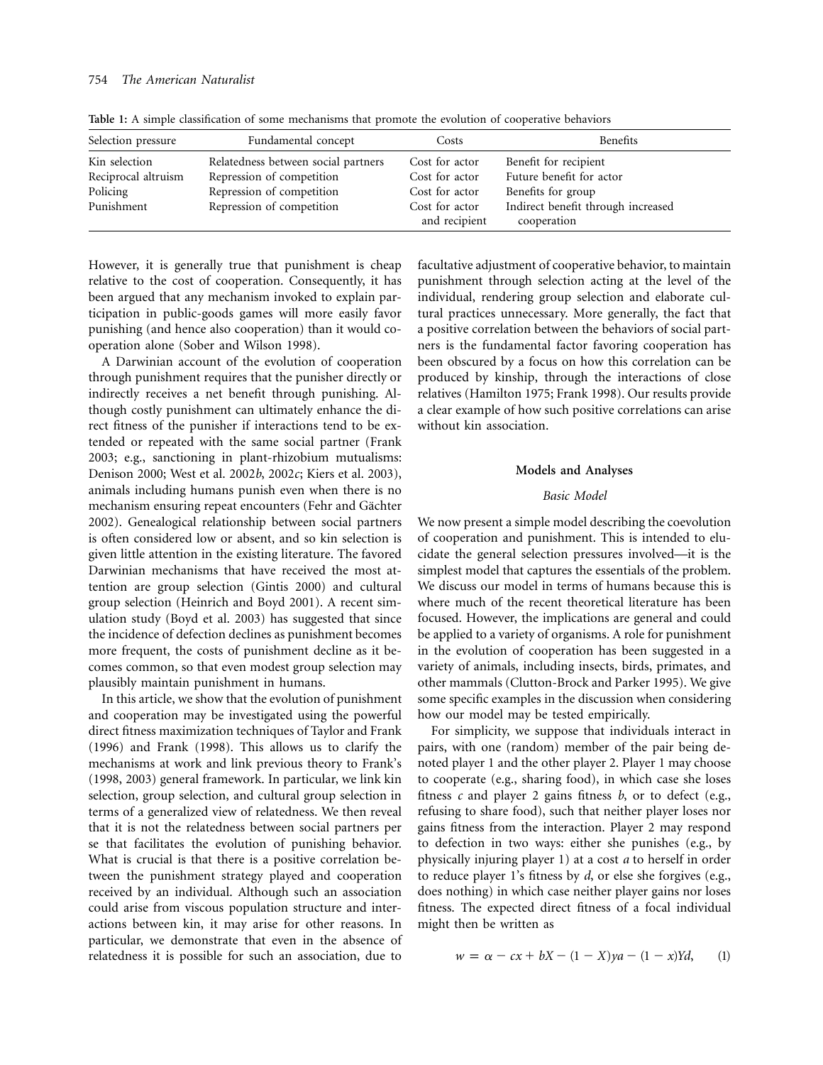**Table 1:** A simple classification of some mechanisms that promote the evolution of cooperative behaviors

| Selection pressure | Fundamental concept | Costs | Benefits |
|---|---|---|---|
| Kin selection | Relatedness between social partners | Cost for actor | Benefit for recipient |
| Reciprocal altruism | Repression of competition | Cost for actor | Future benefit for actor |
| Policing | Repression of competition | Cost for actor | Benefits for group |
| Punishment | Repression of competition | Cost for actor and recipient | Indirect benefit through increased cooperation |

However, it is generally true that punishment is cheap relative to the cost of cooperation. Consequently, it has been argued that any mechanism invoked to explain participation in public-goods games will more easily favor punishing (and hence also cooperation) than it would cooperation alone (Sober and Wilson 1998).

A Darwinian account of the evolution of cooperation through punishment requires that the punisher directly or indirectly receives a net benefit through punishing. Although costly punishment can ultimately enhance the direct fitness of the punisher if interactions tend to be extended or repeated with the same social partner (Frank 2003; e.g., sanctioning in plant-rhizobium mutualisms: Denison 2000; West et al. 2002*b*, 2002*c*; Kiers et al. 2003), animals including humans punish even when there is no mechanism ensuring repeat encounters (Fehr and Gächter 2002). Genealogical relationship between social partners is often considered low or absent, and so kin selection is given little attention in the existing literature. The favored Darwinian mechanisms that have received the most attention are group selection (Gintis 2000) and cultural group selection (Heinrich and Boyd 2001). A recent simulation study (Boyd et al. 2003) has suggested that since the incidence of defection declines as punishment becomes more frequent, the costs of punishment decline as it becomes common, so that even modest group selection may plausibly maintain punishment in humans.

In this article, we show that the evolution of punishment and cooperation may be investigated using the powerful direct fitness maximization techniques of Taylor and Frank (1996) and Frank (1998). This allows us to clarify the mechanisms at work and link previous theory to Frank's (1998, 2003) general framework. In particular, we link kin selection, group selection, and cultural group selection in terms of a generalized view of relatedness. We then reveal that it is not the relatedness between social partners per se that facilitates the evolution of punishing behavior. What is crucial is that there is a positive correlation between the punishment strategy played and cooperation received by an individual. Although such an association could arise from viscous population structure and interactions between kin, it may arise for other reasons. In particular, we demonstrate that even in the absence of relatedness it is possible for such an association, due to facultative adjustment of cooperative behavior, to maintain punishment through selection acting at the level of the individual, rendering group selection and elaborate cultural practices unnecessary. More generally, the fact that a positive correlation between the behaviors of social partners is the fundamental factor favoring cooperation has been obscured by a focus on how this correlation can be produced by kinship, through the interactions of close relatives (Hamilton 1975; Frank 1998). Our results provide a clear example of how such positive correlations can arise without kin association.

## Models and Analyses

### Basic Model

We now present a simple model describing the coevolution of cooperation and punishment. This is intended to elucidate the general selection pressures involved—it is the simplest model that captures the essentials of the problem. We discuss our model in terms of humans because this is where much of the recent theoretical literature has been focused. However, the implications are general and could be applied to a variety of organisms. A role for punishment in the evolution of cooperation has been suggested in a variety of animals, including insects, birds, primates, and other mammals (Clutton-Brock and Parker 1995). We give some specific examples in the discussion when considering how our model may be tested empirically.

For simplicity, we suppose that individuals interact in pairs, with one (random) member of the pair being denoted player 1 and the other player 2. Player 1 may choose to cooperate (e.g., sharing food), in which case she loses fitness $c$ and player 2 gains fitness $b$, or to defect (e.g., refusing to share food), such that neither player loses nor gains fitness from the interaction. Player 2 may respond to defection in two ways: either she punishes (e.g., by physically injuring player 1) at a cost $a$ to herself in order to reduce player 1's fitness by $d$, or else she forgives (e.g., does nothing) in which case neither player gains nor loses fitness. The expected direct fitness of a focal individual might then be written as

$$w = \alpha - cx + bX - (1 - X)ya - (1 - x)Yd, \qquad (1)$$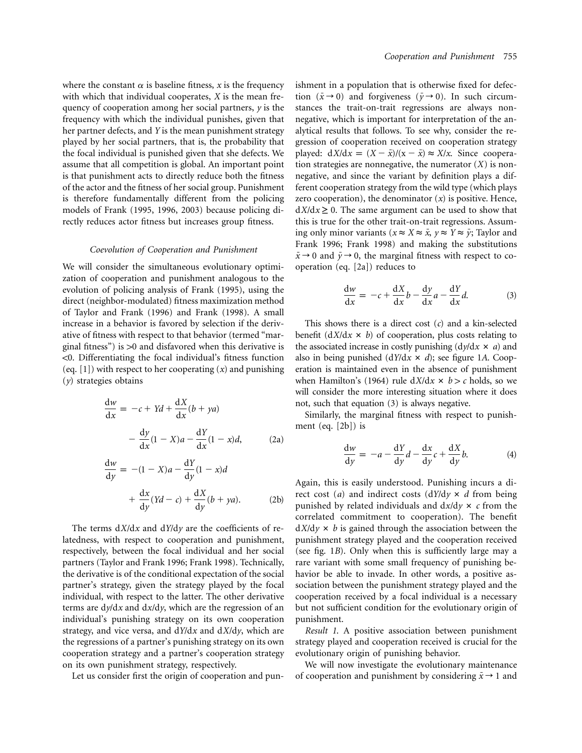where the constant $\alpha$ is baseline fitness, $x$ is the frequency with which that individual cooperates, $X$ is the mean frequency of cooperation among her social partners, $y$ is the frequency with which the individual punishes, given that her partner defects, and $Y$ is the mean punishment strategy played by her social partners, that is, the probability that the focal individual is punished given that she defects. We assume that all competition is global. An important point is that punishment acts to directly reduce both the fitness of the actor and the fitness of her social group. Punishment is therefore fundamentally different from the policing models of Frank (1995, 1996, 2003) because policing directly reduces actor fitness but increases group fitness.

### *Coevolution of Cooperation and Punishment*

We will consider the simultaneous evolutionary optimization of cooperation and punishment analogous to the evolution of policing analysis of Frank (1995), using the direct (neighbor-modulated) fitness maximization method of Taylor and Frank (1996) and Frank (1998). A small increase in a behavior is favored by selection if the derivative of fitness with respect to that behavior (termed "marginal fitness") is >0 and disfavored when this derivative is <0. Differentiating the focal individual's fitness function (eq. [1]) with respect to her cooperating ($x$) and punishing ($y$) strategies obtains

$$\frac{\mathrm{d}w}{\mathrm{d}x} = -c + Yd + \frac{\mathrm{d}X}{\mathrm{d}x}(b + ya) - \frac{\mathrm{d}y}{\mathrm{d}x}(1 - X)a - \frac{\mathrm{d}Y}{\mathrm{d}x}(1 - x)d, \tag{2a}$$

$$\frac{\mathrm{d}w}{\mathrm{d}y} = -(1 - X)a - \frac{\mathrm{d}Y}{\mathrm{d}y}(1 - x)d + \frac{\mathrm{d}x}{\mathrm{d}y}(Yd - c) + \frac{\mathrm{d}X}{\mathrm{d}y}(b + ya). \tag{2b}$$

The terms $\mathrm{d}X/\mathrm{d}x$ and $\mathrm{d}Y/\mathrm{d}y$ are the coefficients of relatedness, with respect to cooperation and punishment, respectively, between the focal individual and her social partners (Taylor and Frank 1996; Frank 1998). Technically, the derivative is of the conditional expectation of the social partner's strategy, given the strategy played by the focal individual, with respect to the latter. The other derivative terms are $\mathrm{d}y/\mathrm{d}x$ and $\mathrm{d}x/\mathrm{d}y$, which are the regression of an individual's punishing strategy on its own cooperation strategy, and vice versa, and $\mathrm{d}Y/\mathrm{d}x$ and $\mathrm{d}X/\mathrm{d}y$, which are the regressions of a partner's punishing strategy on its own cooperation strategy and a partner's cooperation strategy on its own punishment strategy, respectively.

Let us consider first the origin of cooperation and punishment in a population that is otherwise fixed for defection ($\bar{x} \rightarrow 0$) and forgiveness ($\bar{y} \rightarrow 0$). In such circumstances the trait-on-trait regressions are always nonnegative, which is important for interpretation of the analytical results that follows. To see why, consider the regression of cooperation received on cooperation strategy played: $\mathrm{d}X/\mathrm{d}x = (X - \bar{x})/(x - \bar{x}) \approx X/x$. Since cooperation strategies are nonnegative, the numerator ($X$) is nonnegative, and since the variant by definition plays a different cooperation strategy from the wild type (which plays zero cooperation), the denominator ($x$) is positive. Hence, $\mathrm{d}X/\mathrm{d}x \geq 0$. The same argument can be used to show that this is true for the other trait-on-trait regressions. Assuming only minor variants ($x \approx X \approx \bar{x}$, $y \approx Y \approx \bar{y}$; Taylor and Frank 1996; Frank 1998) and making the substitutions $\bar{x} \rightarrow 0$ and $\bar{y} \rightarrow 0$, the marginal fitness with respect to cooperation (eq. [2a]) reduces to

$$\frac{\mathrm{d}w}{\mathrm{d}x} = -c + \frac{\mathrm{d}X}{\mathrm{d}x}b - \frac{\mathrm{d}y}{\mathrm{d}x}a - \frac{\mathrm{d}Y}{\mathrm{d}x}d. \tag{3}$$

This shows there is a direct cost ($c$) and a kin-selected benefit ($\mathrm{d}X/\mathrm{d}x \times b$) of cooperation, plus costs relating to the associated increase in costly punishing ($\mathrm{d}y/\mathrm{d}x \times a$) and also in being punished ($\mathrm{d}Y/\mathrm{d}x \times d$); see figure 1*A*. Cooperation is maintained even in the absence of punishment when Hamilton's (1964) rule $\mathrm{d}X/\mathrm{d}x \times b > c$ holds, so we will consider the more interesting situation where it does not, such that equation (3) is always negative.

Similarly, the marginal fitness with respect to punishment (eq. [2b]) is

$$\frac{\mathrm{d}w}{\mathrm{d}y} = -a - \frac{\mathrm{d}Y}{\mathrm{d}y}d - \frac{\mathrm{d}x}{\mathrm{d}y}c + \frac{\mathrm{d}X}{\mathrm{d}y}b. \tag{4}$$

Again, this is easily understood. Punishing incurs a direct cost ($a$) and indirect costs ($\mathrm{d}Y/\mathrm{d}y \times d$ from being punished by related individuals and $\mathrm{d}x/\mathrm{d}y \times c$ from the correlated commitment to cooperation). The benefit $\mathrm{d}X/\mathrm{d}y \times b$ is gained through the association between the punishment strategy played and the cooperation received (see fig. 1*B*). Only when this is sufficiently large may a rare variant with some small frequency of punishing behavior be able to invade. In other words, a positive association between the punishment strategy played and the cooperation received by a focal individual is a necessary but not sufficient condition for the evolutionary origin of punishment.

*Result 1.* A positive association between punishment strategy played and cooperation received is crucial for the evolutionary origin of punishing behavior.

We will now investigate the evolutionary maintenance of cooperation and punishment by considering $\bar{x} \rightarrow 1$ and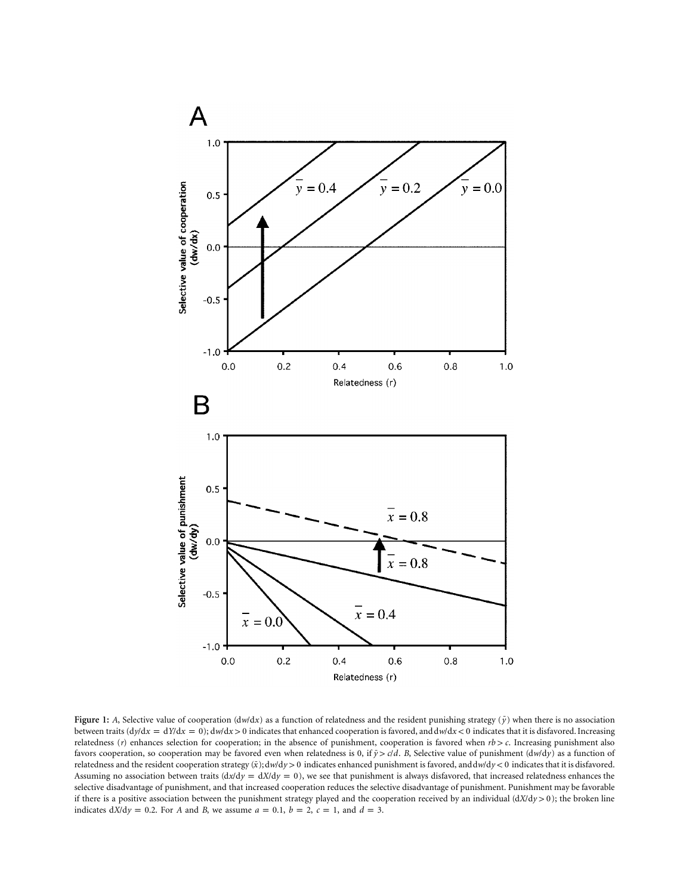**Figure 1:** *A*, Selective value of cooperation ($dw/dx$) as a function of relatedness and the resident punishing strategy ($\bar{y}$) when there is no association between traits ($dy/dx = dY/dx = 0$); $dw/dx > 0$ indicates that enhanced cooperation is favored, and $dw/dx < 0$ indicates that it is disfavored. Increasing relatedness ($r$) enhances selection for cooperation; in the absence of punishment, cooperation is favored when $rb > c$. Increasing punishment also favors cooperation, so cooperation may be favored even when relatedness is 0, if $\bar{y} > c/d$. *B*, Selective value of punishment ($dw/dy$) as a function of relatedness and the resident cooperation strategy ($\bar{x}$); $dw/dy > 0$ indicates enhanced punishment is favored, and $dw/dy < 0$ indicates that it is disfavored. Assuming no association between traits ($dx/dy = dX/dy = 0$), we see that punishment is always disfavored, that increased relatedness enhances the selective disadvantage of punishment, and that increased cooperation reduces the selective disadvantage of punishment. Punishment may be favorable if there is a positive association between the punishment strategy played and the cooperation received by an individual ($dX/dy > 0$); the broken line indicates $dX/dy = 0.2$. For *A* and *B*, we assume $a = 0.1$, $b = 2$, $c = 1$, and $d = 3$.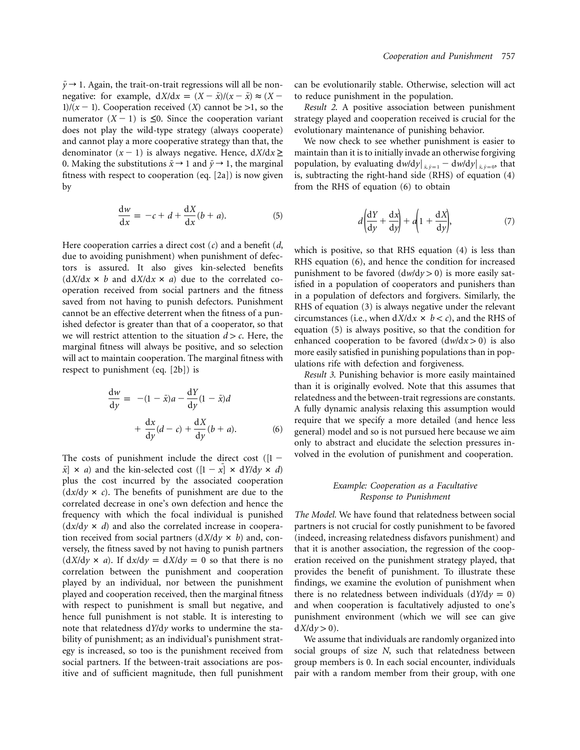$\bar{y} \to 1$. Again, the trait-on-trait regressions will all be non-negative: for example, $\mathrm{d}X/\mathrm{d}x = (X - \bar{x})/(x - \bar{x}) \approx (X - 1)/(x - 1)$. Cooperation received ($X$) cannot be $>1$, so the numerator ($X - 1$) is $\leq 0$. Since the cooperation variant does not play the wild-type strategy (always cooperate) and cannot play a more cooperative strategy than that, the denominator ($x - 1$) is always negative. Hence, $\mathrm{d}X/\mathrm{d}x \geq 0$. Making the substitutions $\bar{x} \to 1$ and $\bar{y} \to 1$, the marginal fitness with respect to cooperation (eq. [2a]) is now given by

$$\frac{\mathrm{d}w}{\mathrm{d}x} = -c + d + \frac{\mathrm{d}X}{\mathrm{d}x}(b + a). \tag{5}$$

Here cooperation carries a direct cost ($c$) and a benefit ($d$, due to avoiding punishment) when punishment of defectors is assured. It also gives kin-selected benefits ($\mathrm{d}X/\mathrm{d}x \times b$ and $\mathrm{d}X/\mathrm{d}x \times a$) due to the correlated cooperation received from social partners and the fitness saved from not having to punish defectors. Punishment cannot be an effective deterrent when the fitness of a punished defector is greater than that of a cooperator, so that we will restrict attention to the situation $d > c$. Here, the marginal fitness will always be positive, and so selection will act to maintain cooperation. The marginal fitness with respect to punishment (eq. [2b]) is

$$\frac{\mathrm{d}w}{\mathrm{d}y} = -(1 - \bar{x})a - \frac{\mathrm{d}Y}{\mathrm{d}y}(1 - \bar{x})d + \frac{\mathrm{d}x}{\mathrm{d}y}(d - c) + \frac{\mathrm{d}X}{\mathrm{d}y}(b + a). \tag{6}$$

The costs of punishment include the direct cost ($[1 - \bar{x}] \times a$) and the kin-selected cost ($[1 - \bar{x}] \times \mathrm{d}Y/\mathrm{d}y \times d$) plus the cost incurred by the associated cooperation ($\mathrm{d}x/\mathrm{d}y \times c$). The benefits of punishment are due to the correlated decrease in one's own defection and hence the frequency with which the focal individual is punished ($\mathrm{d}x/\mathrm{d}y \times d$) and also the correlated increase in cooperation received from social partners ($\mathrm{d}X/\mathrm{d}y \times b$) and, conversely, the fitness saved by not having to punish partners ($\mathrm{d}X/\mathrm{d}y \times a$). If $\mathrm{d}x/\mathrm{d}y = \mathrm{d}X/\mathrm{d}y = 0$ so that there is no correlation between the punishment and cooperation played by an individual, nor between the punishment played and cooperation received, then the marginal fitness with respect to punishment is small but negative, and hence full punishment is not stable. It is interesting to note that relatedness $\mathrm{d}Y/\mathrm{d}y$ works to undermine the stability of punishment; as an individual's punishment strategy is increased, so too is the punishment received from social partners. If the between-trait associations are positive and of sufficient magnitude, then full punishment can be evolutionarily stable. Otherwise, selection will act to reduce punishment in the population.

*Result 2.* A positive association between punishment strategy played and cooperation received is crucial for the evolutionary maintenance of punishing behavior.

We now check to see whether punishment is easier to maintain than it is to initially invade an otherwise forgiving population, by evaluating $\mathrm{d}w/\mathrm{d}y|_{\bar{x},\bar{y}=1} - \mathrm{d}w/\mathrm{d}y|_{\bar{x},\bar{y}=0}$, that is, subtracting the right-hand side (RHS) of equation (4) from the RHS of equation (6) to obtain

$$d\left(\frac{\mathrm{d}Y}{\mathrm{d}y} + \frac{\mathrm{d}x}{\mathrm{d}y}\right) + a\left(1 + \frac{\mathrm{d}X}{\mathrm{d}y}\right), \tag{7}$$

which is positive, so that RHS equation (4) is less than RHS equation (6), and hence the condition for increased punishment to be favored ($\mathrm{d}w/\mathrm{d}y > 0$) is more easily satisfied in a population of cooperators and punishers than in a population of defectors and forgivers. Similarly, the RHS of equation (3) is always negative under the relevant circumstances (i.e., when $\mathrm{d}X/\mathrm{d}x \times b < c$), and the RHS of equation (5) is always positive, so that the condition for enhanced cooperation to be favored ($\mathrm{d}w/\mathrm{d}x > 0$) is also more easily satisfied in punishing populations than in populations rife with defection and forgiveness.

*Result 3.* Punishing behavior is more easily maintained than it is originally evolved. Note that this assumes that relatedness and the between-trait regressions are constants. A fully dynamic analysis relaxing this assumption would require that we specify a more detailed (and hence less general) model and so is not pursued here because we aim only to abstract and elucidate the selection pressures involved in the evolution of punishment and cooperation.

### *Example: Cooperation as a Facultative Response to Punishment*

*The Model.* We have found that relatedness between social partners is not crucial for costly punishment to be favored (indeed, increasing relatedness disfavors punishment) and that it is another association, the regression of the cooperation received on the punishment strategy played, that provides the benefit of punishment. To illustrate these findings, we examine the evolution of punishment when there is no relatedness between individuals ($\mathrm{d}Y/\mathrm{d}y = 0$) and when cooperation is facultatively adjusted to one's punishment environment (which we will see can give $\mathrm{d}X/\mathrm{d}y > 0$).

We assume that individuals are randomly organized into social groups of size $N$, such that relatedness between group members is 0. In each social encounter, individuals pair with a random member from their group, with one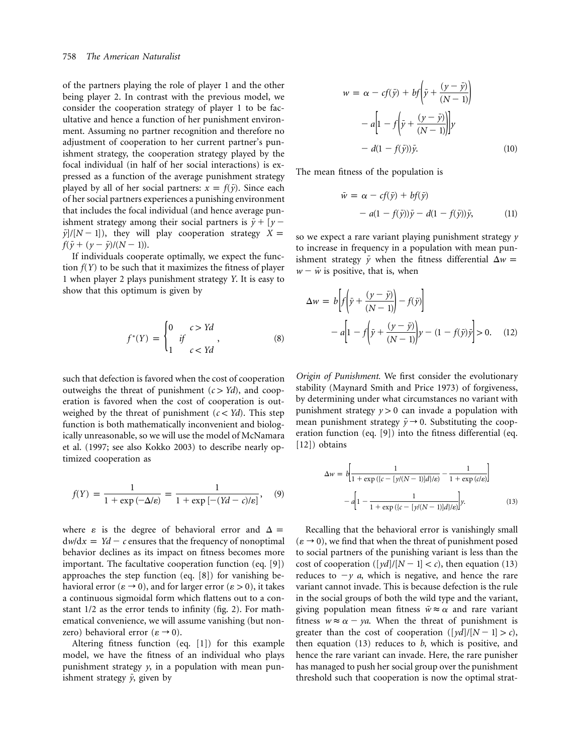of the partners playing the role of player 1 and the other being player 2. In contrast with the previous model, we consider the cooperation strategy of player 1 to be facultative and hence a function of her punishment environment. Assuming no partner recognition and therefore no adjustment of cooperation to her current partner's punishment strategy, the cooperation strategy played by the focal individual (in half of her social interactions) is expressed as a function of the average punishment strategy played by all of her social partners: $x = f(\bar{y})$. Since each of her social partners experiences a punishing environment that includes the focal individual (and hence average punishment strategy among their social partners is $\bar{y} + [y - \bar{y}]/[N-1]$), they will play cooperation strategy $X = f(\bar{y} + (y - \bar{y})/(N-1))$.

If individuals cooperate optimally, we expect the function $f(Y)$ to be such that it maximizes the fitness of player 1 when player 2 plays punishment strategy $Y$. It is easy to show that this optimum is given by

$$f^*(Y) = \begin{cases} 0 & c > Yd \\ & if \\ 1 & c < Yd \end{cases}, \tag{8}$$

such that defection is favored when the cost of cooperation outweighs the threat of punishment ($c > Yd$), and cooperation is favored when the cost of cooperation is outweighed by the threat of punishment ($c < Yd$). This step function is both mathematically inconvenient and biologically unreasonable, so we will use the model of McNamara et al. (1997; see also Kokko 2003) to describe nearly optimized cooperation as

$$f(Y) = \frac{1}{1 + \exp(-\Delta/\varepsilon)} = \frac{1}{1 + \exp[-(Yd - c)/\varepsilon]}, \tag{9}$$

where $\varepsilon$ is the degree of behavioral error and $\Delta = \mathrm{d}w/\mathrm{d}x = Yd - c$ ensures that the frequency of nonoptimal behavior declines as its impact on fitness becomes more important. The facultative cooperation function (eq. [9]) approaches the step function (eq. [8]) for vanishing behavioral error ($\varepsilon \to 0$), and for larger error ($\varepsilon > 0$), it takes a continuous sigmoidal form which flattens out to a constant 1/2 as the error tends to infinity (fig. 2). For mathematical convenience, we will assume vanishing (but nonzero) behavioral error ($\varepsilon \to 0$).

Altering fitness function (eq. [1]) for this example model, we have the fitness of an individual who plays punishment strategy $y$, in a population with mean punishment strategy $\bar{y}$, given by

$$\begin{aligned} w = {} & \alpha - cf(\bar{y}) + bf\left(\bar{y} + \frac{(y - \bar{y})}{(N-1)}\right) \\ & - a\left[1 - f\left(\bar{y} + \frac{(y - \bar{y})}{(N-1)}\right)\right]y \\ & - d(1 - f(\bar{y}))\bar{y}. \end{aligned} \tag{10}$$

The mean fitness of the population is

$$\begin{aligned} \bar{w} = {} & \alpha - cf(\bar{y}) + bf(\bar{y}) \\ & - a(1 - f(\bar{y}))\bar{y} - d(1 - f(\bar{y}))\bar{y}, \end{aligned} \tag{11}$$

so we expect a rare variant playing punishment strategy $y$ to increase in frequency in a population with mean punishment strategy $\bar{y}$ when the fitness differential $\Delta w = w - \bar{w}$ is positive, that is, when

$$\begin{aligned} \Delta w = {} & b\left[f\left(\bar{y} + \frac{(y - \bar{y})}{(N-1)}\right) - f(\bar{y})\right] \\ & - a\left[1 - f\left(\bar{y} + \frac{(y - \bar{y})}{(N-1)}\right)y - (1 - f(\bar{y}))\bar{y}\right] > 0. \end{aligned} \tag{12}$$

*Origin of Punishment.* We first consider the evolutionary stability (Maynard Smith and Price 1973) of forgiveness, by determining under what circumstances no variant with punishment strategy $y > 0$ can invade a population with mean punishment strategy $\bar{y} \to 0$. Substituting the cooperation function (eq. [9]) into the fitness differential (eq. [12]) obtains

$$\begin{aligned} \Delta w = {} & b\left[\frac{1}{1 + \exp(\{c - [y/(N-1)]d\}/\varepsilon)} - \frac{1}{1 + \exp(c/\varepsilon)}\right] \\ & - a\left[1 - \frac{1}{1 + \exp(\{c - [y/(N-1)]d\}/\varepsilon)}\right]y. \end{aligned} \tag{13}$$

Recalling that the behavioral error is vanishingly small ($\varepsilon \to 0$), we find that when the threat of punishment posed to social partners of the punishing variant is less than the cost of cooperation ($[yd]/[N-1] < c$), then equation (13) reduces to $-y\,a$, which is negative, and hence the rare variant cannot invade. This is because defection is the rule in the social groups of both the wild type and the variant, giving population mean fitness $\bar{w} \approx \alpha$ and rare variant fitness $w \approx \alpha - ya$. When the threat of punishment is greater than the cost of cooperation ($[yd]/[N-1] > c$), then equation (13) reduces to $b$, which is positive, and hence the rare variant can invade. Here, the rare punisher has managed to push her social group over the punishment threshold such that cooperation is now the optimal strat-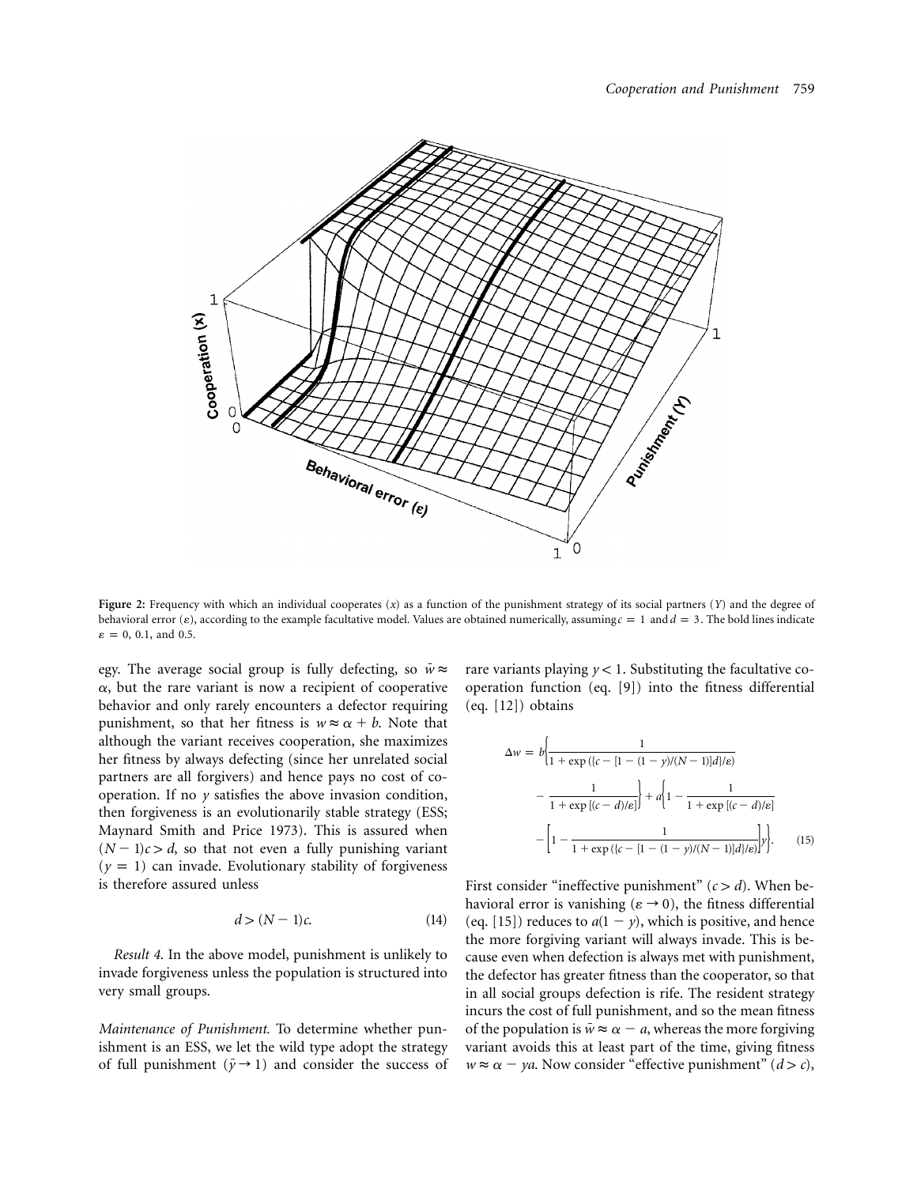**Figure 2:** Frequency with which an individual cooperates ($x$) as a function of the punishment strategy of its social partners ($Y$) and the degree of behavioral error ($\varepsilon$), according to the example facultative model. Values are obtained numerically, assuming $c = 1$ and $d = 3$. The bold lines indicate $\varepsilon = 0$, 0.1, and 0.5.

egy. The average social group is fully defecting, so $\bar{w} \approx \alpha$, but the rare variant is now a recipient of cooperative behavior and only rarely encounters a defector requiring punishment, so that her fitness is $w \approx \alpha + b$. Note that although the variant receives cooperation, she maximizes her fitness by always defecting (since her unrelated social partners are all forgivers) and hence pays no cost of cooperation. If no $y$ satisfies the above invasion condition, then forgiveness is an evolutionarily stable strategy (ESS; Maynard Smith and Price 1973). This is assured when $(N - 1)c > d$, so that not even a fully punishing variant ($y = 1$) can invade. Evolutionary stability of forgiveness is therefore assured unless

$$d > (N - 1)c. \tag{14}$$

*Result 4.* In the above model, punishment is unlikely to invade forgiveness unless the population is structured into very small groups.

*Maintenance of Punishment.* To determine whether punishment is an ESS, we let the wild type adopt the strategy of full punishment ($\bar{y} \rightarrow 1$) and consider the success of rare variants playing $y < 1$. Substituting the facultative cooperation function (eq. [9]) into the fitness differential (eq. [12]) obtains

$$\Delta w = b\left\{\frac{1}{1 + \exp\left(\{c - [1 - (1 - y)/(N - 1)]d\}/\varepsilon\right)} - \frac{1}{1 + \exp\left[(c - d)/\varepsilon\right]}\right\} + a\left\{1 - \frac{1}{1 + \exp\left[(c - d)/\varepsilon\right]} - \left[1 - \frac{1}{1 + \exp\left(\{c - [1 - (1 - y)/(N - 1)]d\}/\varepsilon\right)}\right]y\right\}. \tag{15}$$

First consider "ineffective punishment" ($c > d$). When behavioral error is vanishing ($\varepsilon \rightarrow 0$), the fitness differential (eq. [15]) reduces to $a(1 - y)$, which is positive, and hence the more forgiving variant will always invade. This is because even when defection is always met with punishment, the defector has greater fitness than the cooperator, so that in all social groups defection is rife. The resident strategy incurs the cost of full punishment, and so the mean fitness of the population is $\bar{w} \approx \alpha - a$, whereas the more forgiving variant avoids this at least part of the time, giving fitness $w \approx \alpha - ya$. Now consider "effective punishment" ($d > c$),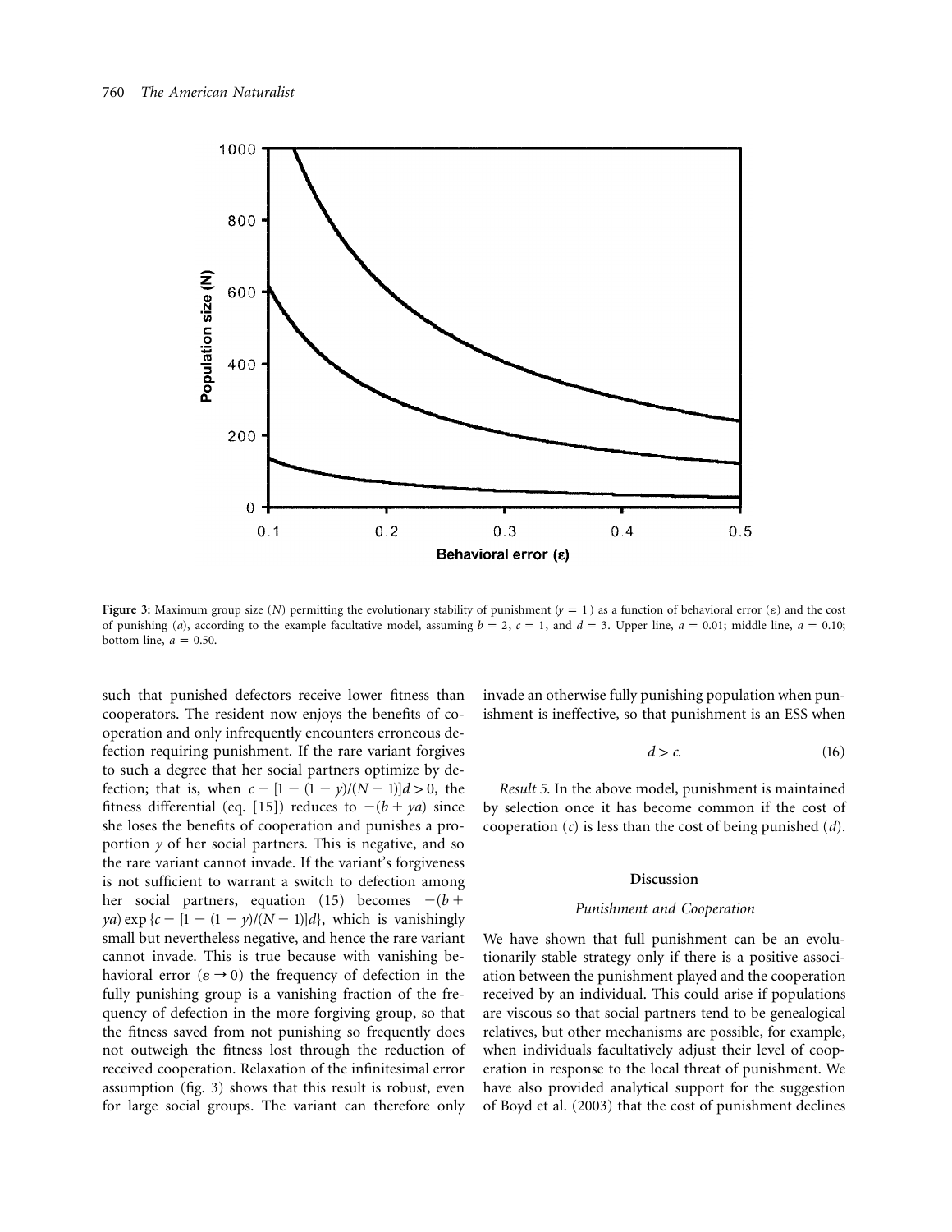**Figure 3:** Maximum group size ($N$) permitting the evolutionary stability of punishment ($\bar{y} = 1$) as a function of behavioral error ($\varepsilon$) and the cost of punishing ($a$), according to the example facultative model, assuming $b = 2$, $c = 1$, and $d = 3$. Upper line, $a = 0.01$; middle line, $a = 0.10$; bottom line, $a = 0.50$.

such that punished defectors receive lower fitness than cooperators. The resident now enjoys the benefits of cooperation and only infrequently encounters erroneous defection requiring punishment. If the rare variant forgives to such a degree that her social partners optimize by defection; that is, when $c - [1 - (1 - y)/(N - 1)]d > 0$, the fitness differential (eq. [15]) reduces to $-(b + ya)$ since she loses the benefits of cooperation and punishes a proportion $y$ of her social partners. This is negative, and so the rare variant cannot invade. If the variant's forgiveness is not sufficient to warrant a switch to defection among her social partners, equation (15) becomes $-(b + ya)\exp\{c - [1 - (1 - y)/(N - 1)]d\}$, which is vanishingly small but nevertheless negative, and hence the rare variant cannot invade. This is true because with vanishing behavioral error ($\varepsilon \rightarrow 0$) the frequency of defection in the fully punishing group is a vanishing fraction of the frequency of defection in the more forgiving group, so that the fitness saved from not punishing so frequently does not outweigh the fitness lost through the reduction of received cooperation. Relaxation of the infinitesimal error assumption (fig. 3) shows that this result is robust, even for large social groups. The variant can therefore only invade an otherwise fully punishing population when punishment is ineffective, so that punishment is an ESS when

$$d > c. \tag{16}$$

*Result 5.* In the above model, punishment is maintained by selection once it has become common if the cost of cooperation ($c$) is less than the cost of being punished ($d$).

## Discussion

### *Punishment and Cooperation*

We have shown that full punishment can be an evolutionarily stable strategy only if there is a positive association between the punishment played and the cooperation received by an individual. This could arise if populations are viscous so that social partners tend to be genealogical relatives, but other mechanisms are possible, for example, when individuals facultatively adjust their level of cooperation in response to the local threat of punishment. We have also provided analytical support for the suggestion of Boyd et al. (2003) that the cost of punishment declines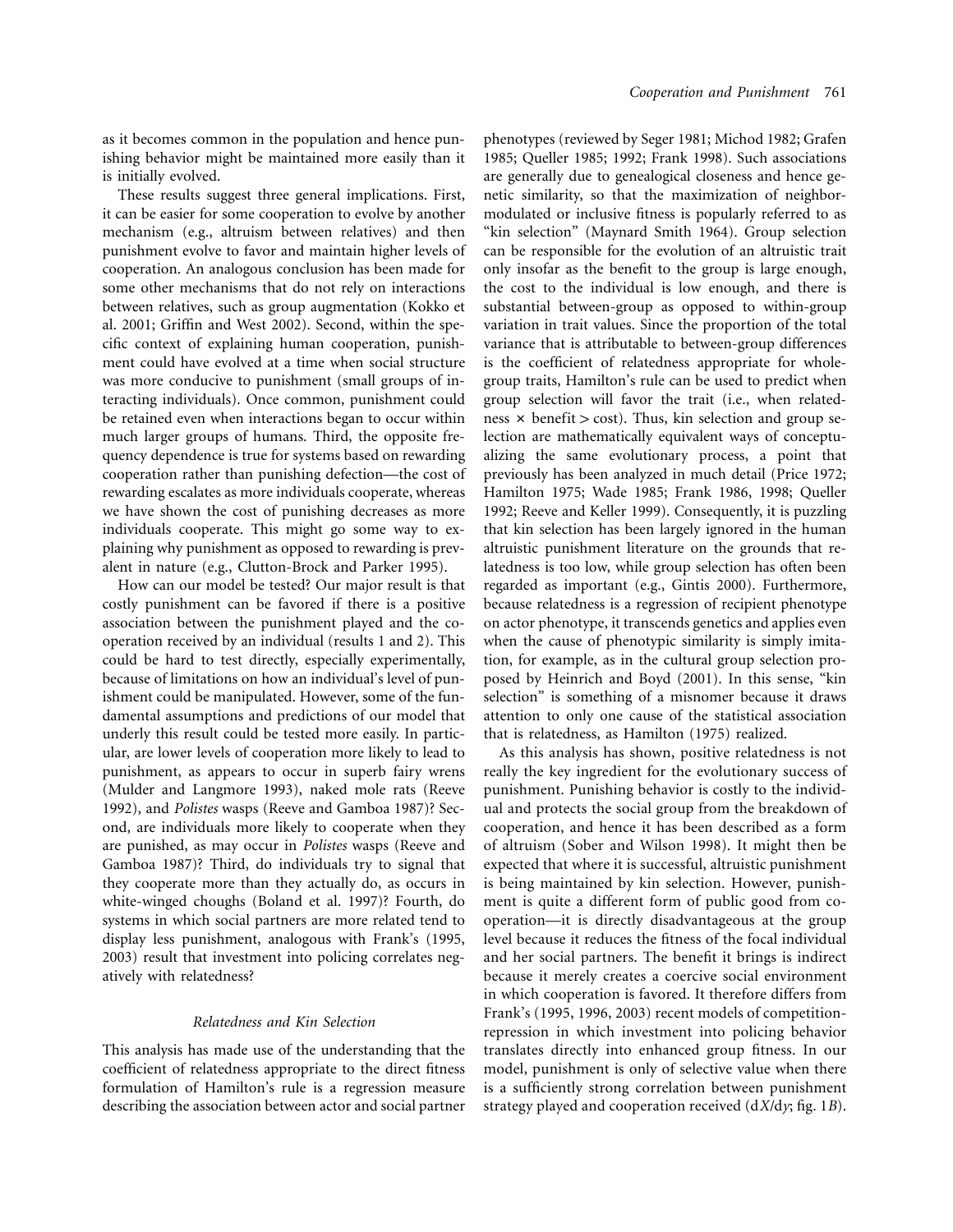as it becomes common in the population and hence punishing behavior might be maintained more easily than it is initially evolved.

These results suggest three general implications. First, it can be easier for some cooperation to evolve by another mechanism (e.g., altruism between relatives) and then punishment evolve to favor and maintain higher levels of cooperation. An analogous conclusion has been made for some other mechanisms that do not rely on interactions between relatives, such as group augmentation (Kokko et al. 2001; Griffin and West 2002). Second, within the specific context of explaining human cooperation, punishment could have evolved at a time when social structure was more conducive to punishment (small groups of interacting individuals). Once common, punishment could be retained even when interactions began to occur within much larger groups of humans. Third, the opposite frequency dependence is true for systems based on rewarding cooperation rather than punishing defection—the cost of rewarding escalates as more individuals cooperate, whereas we have shown the cost of punishing decreases as more individuals cooperate. This might go some way to explaining why punishment as opposed to rewarding is prevalent in nature (e.g., Clutton-Brock and Parker 1995).

How can our model be tested? Our major result is that costly punishment can be favored if there is a positive association between the punishment played and the cooperation received by an individual (results 1 and 2). This could be hard to test directly, especially experimentally, because of limitations on how an individual's level of punishment could be manipulated. However, some of the fundamental assumptions and predictions of our model that underly this result could be tested more easily. In particular, are lower levels of cooperation more likely to lead to punishment, as appears to occur in superb fairy wrens (Mulder and Langmore 1993), naked mole rats (Reeve 1992), and *Polistes* wasps (Reeve and Gamboa 1987)? Second, are individuals more likely to cooperate when they are punished, as may occur in *Polistes* wasps (Reeve and Gamboa 1987)? Third, do individuals try to signal that they cooperate more than they actually do, as occurs in white-winged choughs (Boland et al. 1997)? Fourth, do systems in which social partners are more related tend to display less punishment, analogous with Frank's (1995, 2003) result that investment into policing correlates negatively with relatedness?

### *Relatedness and Kin Selection*

This analysis has made use of the understanding that the coefficient of relatedness appropriate to the direct fitness formulation of Hamilton's rule is a regression measure describing the association between actor and social partner phenotypes (reviewed by Seger 1981; Michod 1982; Grafen 1985; Queller 1985; 1992; Frank 1998). Such associations are generally due to genealogical closeness and hence genetic similarity, so that the maximization of neighbor-modulated or inclusive fitness is popularly referred to as "kin selection" (Maynard Smith 1964). Group selection can be responsible for the evolution of an altruistic trait only insofar as the benefit to the group is large enough, the cost to the individual is low enough, and there is substantial between-group as opposed to within-group variation in trait values. Since the proportion of the total variance that is attributable to between-group differences is the coefficient of relatedness appropriate for whole-group traits, Hamilton's rule can be used to predict when group selection will favor the trait (i.e., when relatedness × benefit > cost). Thus, kin selection and group selection are mathematically equivalent ways of conceptualizing the same evolutionary process, a point that previously has been analyzed in much detail (Price 1972; Hamilton 1975; Wade 1985; Frank 1986, 1998; Queller 1992; Reeve and Keller 1999). Consequently, it is puzzling that kin selection has been largely ignored in the human altruistic punishment literature on the grounds that relatedness is too low, while group selection has often been regarded as important (e.g., Gintis 2000). Furthermore, because relatedness is a regression of recipient phenotype on actor phenotype, it transcends genetics and applies even when the cause of phenotypic similarity is simply imitation, for example, as in the cultural group selection proposed by Heinrich and Boyd (2001). In this sense, "kin selection" is something of a misnomer because it draws attention to only one cause of the statistical association that is relatedness, as Hamilton (1975) realized.

As this analysis has shown, positive relatedness is not really the key ingredient for the evolutionary success of punishment. Punishing behavior is costly to the individual and protects the social group from the breakdown of cooperation, and hence it has been described as a form of altruism (Sober and Wilson 1998). It might then be expected that where it is successful, altruistic punishment is being maintained by kin selection. However, punishment is quite a different form of public good from cooperation—it is directly disadvantageous at the group level because it reduces the fitness of the focal individual and her social partners. The benefit it brings is indirect because it merely creates a coercive social environment in which cooperation is favored. It therefore differs from Frank's (1995, 1996, 2003) recent models of competition-repression in which investment into policing behavior translates directly into enhanced group fitness. In our model, punishment is only of selective value when there is a sufficiently strong correlation between punishment strategy played and cooperation received ($dX/dy$; fig. 1*B*).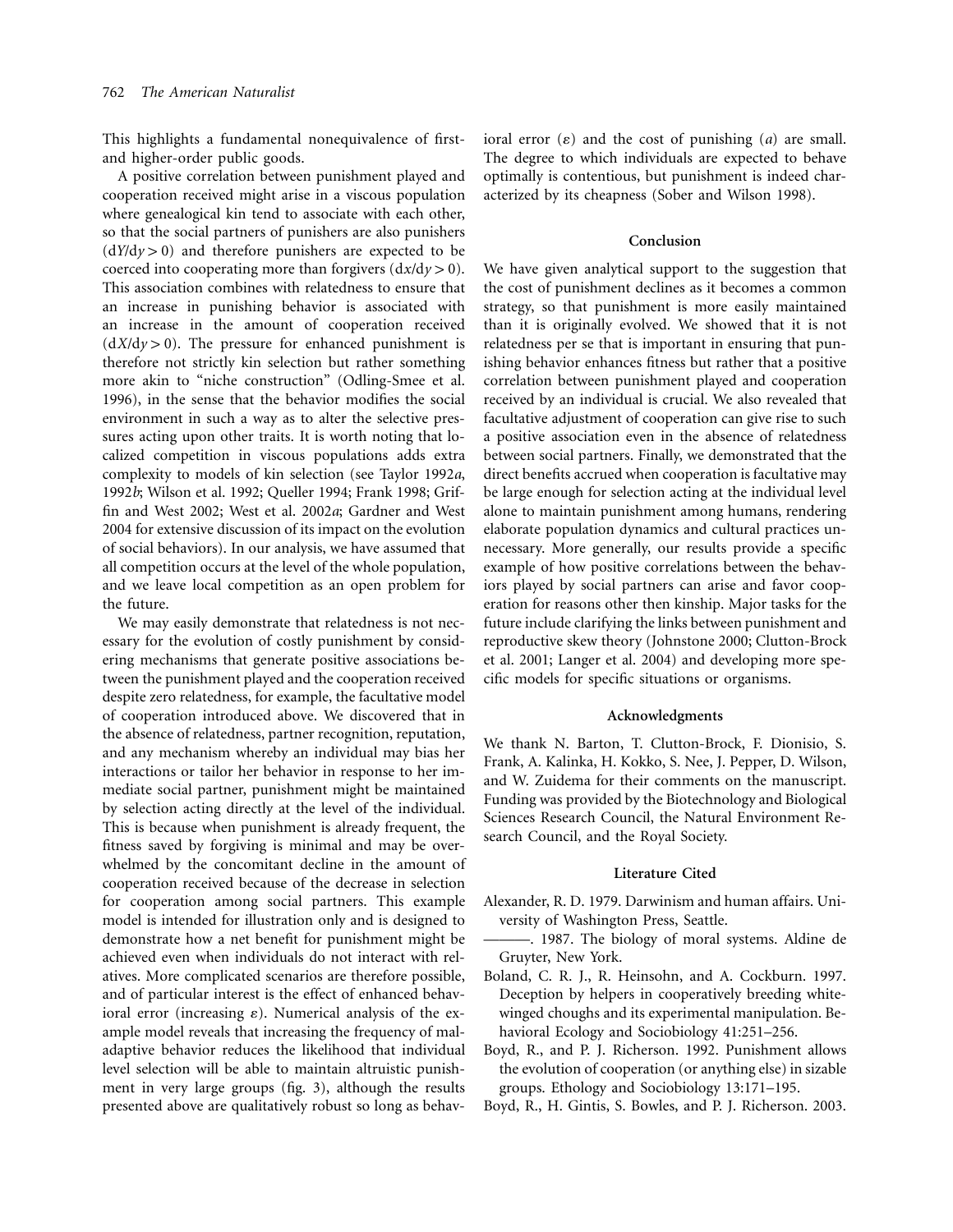This highlights a fundamental nonequivalence of first- and higher-order public goods.

A positive correlation between punishment played and cooperation received might arise in a viscous population where genealogical kin tend to associate with each other, so that the social partners of punishers are also punishers ($dY/dy > 0$) and therefore punishers are expected to be coerced into cooperating more than forgivers ($dx/dy > 0$). This association combines with relatedness to ensure that an increase in punishing behavior is associated with an increase in the amount of cooperation received ($dX/dy > 0$). The pressure for enhanced punishment is therefore not strictly kin selection but rather something more akin to "niche construction" (Odling-Smee et al. 1996), in the sense that the behavior modifies the social environment in such a way as to alter the selective pressures acting upon other traits. It is worth noting that localized competition in viscous populations adds extra complexity to models of kin selection (see Taylor 1992*a*, 1992*b*; Wilson et al. 1992; Queller 1994; Frank 1998; Griffin and West 2002; West et al. 2002*a*; Gardner and West 2004 for extensive discussion of its impact on the evolution of social behaviors). In our analysis, we have assumed that all competition occurs at the level of the whole population, and we leave local competition as an open problem for the future.

We may easily demonstrate that relatedness is not necessary for the evolution of costly punishment by considering mechanisms that generate positive associations between the punishment played and the cooperation received despite zero relatedness, for example, the facultative model of cooperation introduced above. We discovered that in the absence of relatedness, partner recognition, reputation, and any mechanism whereby an individual may bias her interactions or tailor her behavior in response to her immediate social partner, punishment might be maintained by selection acting directly at the level of the individual. This is because when punishment is already frequent, the fitness saved by forgiving is minimal and may be overwhelmed by the concomitant decline in the amount of cooperation received because of the decrease in selection for cooperation among social partners. This example model is intended for illustration only and is designed to demonstrate how a net benefit for punishment might be achieved even when individuals do not interact with relatives. More complicated scenarios are therefore possible, and of particular interest is the effect of enhanced behavioral error (increasing $\varepsilon$). Numerical analysis of the example model reveals that increasing the frequency of maladaptive behavior reduces the likelihood that individual level selection will be able to maintain altruistic punishment in very large groups (fig. 3), although the results presented above are qualitatively robust so long as behavioral error ($\varepsilon$) and the cost of punishing ($a$) are small. The degree to which individuals are expected to behave optimally is contentious, but punishment is indeed characterized by its cheapness (Sober and Wilson 1998).

## Conclusion

We have given analytical support to the suggestion that the cost of punishment declines as it becomes a common strategy, so that punishment is more easily maintained than it is originally evolved. We showed that it is not relatedness per se that is important in ensuring that punishing behavior enhances fitness but rather that a positive correlation between punishment played and cooperation received by an individual is crucial. We also revealed that facultative adjustment of cooperation can give rise to such a positive association even in the absence of relatedness between social partners. Finally, we demonstrated that the direct benefits accrued when cooperation is facultative may be large enough for selection acting at the individual level alone to maintain punishment among humans, rendering elaborate population dynamics and cultural practices unnecessary. More generally, our results provide a specific example of how positive correlations between the behaviors played by social partners can arise and favor cooperation for reasons other then kinship. Major tasks for the future include clarifying the links between punishment and reproductive skew theory (Johnstone 2000; Clutton-Brock et al. 2001; Langer et al. 2004) and developing more specific models for specific situations or organisms.

## Acknowledgments

We thank N. Barton, T. Clutton-Brock, F. Dionisio, S. Frank, A. Kalinka, H. Kokko, S. Nee, J. Pepper, D. Wilson, and W. Zuidema for their comments on the manuscript. Funding was provided by the Biotechnology and Biological Sciences Research Council, the Natural Environment Research Council, and the Royal Society.

## Literature Cited

Alexander, R. D. 1979. Darwinism and human affairs. University of Washington Press, Seattle.

———. 1987. The biology of moral systems. Aldine de Gruyter, New York.

Boland, C. R. J., R. Heinsohn, and A. Cockburn. 1997. Deception by helpers in cooperatively breeding white-winged choughs and its experimental manipulation. Behavioral Ecology and Sociobiology 41:251–256.

Boyd, R., and P. J. Richerson. 1992. Punishment allows the evolution of cooperation (or anything else) in sizable groups. Ethology and Sociobiology 13:171–195.

Boyd, R., H. Gintis, S. Bowles, and P. J. Richerson. 2003.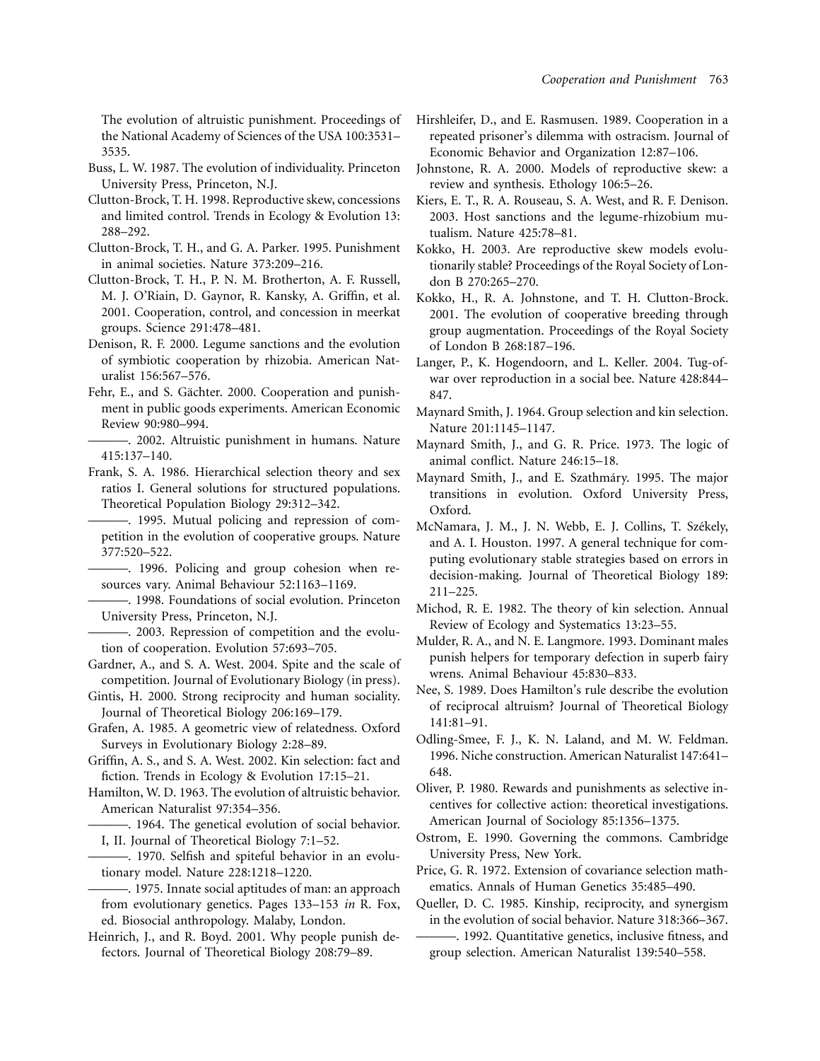The evolution of altruistic punishment. Proceedings of the National Academy of Sciences of the USA 100:3531–3535.

Buss, L. W. 1987. The evolution of individuality. Princeton University Press, Princeton, N.J.

Clutton-Brock, T. H. 1998. Reproductive skew, concessions and limited control. Trends in Ecology & Evolution 13: 288–292.

Clutton-Brock, T. H., and G. A. Parker. 1995. Punishment in animal societies. Nature 373:209–216.

Clutton-Brock, T. H., P. N. M. Brotherton, A. F. Russell, M. J. O'Riain, D. Gaynor, R. Kansky, A. Griffin, et al. 2001. Cooperation, control, and concession in meerkat groups. Science 291:478–481.

Denison, R. F. 2000. Legume sanctions and the evolution of symbiotic cooperation by rhizobia. American Naturalist 156:567–576.

Fehr, E., and S. Gächter. 2000. Cooperation and punishment in public goods experiments. American Economic Review 90:980–994.

———. 2002. Altruistic punishment in humans. Nature 415:137–140.

Frank, S. A. 1986. Hierarchical selection theory and sex ratios I. General solutions for structured populations. Theoretical Population Biology 29:312–342.

———. 1995. Mutual policing and repression of competition in the evolution of cooperative groups. Nature 377:520–522.

———. 1996. Policing and group cohesion when resources vary. Animal Behaviour 52:1163–1169.

———. 1998. Foundations of social evolution. Princeton University Press, Princeton, N.J.

———. 2003. Repression of competition and the evolution of cooperation. Evolution 57:693–705.

Gardner, A., and S. A. West. 2004. Spite and the scale of competition. Journal of Evolutionary Biology (in press).

Gintis, H. 2000. Strong reciprocity and human sociality. Journal of Theoretical Biology 206:169–179.

Grafen, A. 1985. A geometric view of relatedness. Oxford Surveys in Evolutionary Biology 2:28–89.

Griffin, A. S., and S. A. West. 2002. Kin selection: fact and fiction. Trends in Ecology & Evolution 17:15–21.

Hamilton, W. D. 1963. The evolution of altruistic behavior. American Naturalist 97:354–356.

———. 1964. The genetical evolution of social behavior. I, II. Journal of Theoretical Biology 7:1–52.

———. 1970. Selfish and spiteful behavior in an evolutionary model. Nature 228:1218–1220.

———. 1975. Innate social aptitudes of man: an approach from evolutionary genetics. Pages 133–153 *in* R. Fox, ed. Biosocial anthropology. Malaby, London.

Heinrich, J., and R. Boyd. 2001. Why people punish defectors. Journal of Theoretical Biology 208:79–89.

Hirshleifer, D., and E. Rasmusen. 1989. Cooperation in a repeated prisoner's dilemma with ostracism. Journal of Economic Behavior and Organization 12:87–106.

Johnstone, R. A. 2000. Models of reproductive skew: a review and synthesis. Ethology 106:5–26.

Kiers, E. T., R. A. Rouseau, S. A. West, and R. F. Denison. 2003. Host sanctions and the legume-rhizobium mutualism. Nature 425:78–81.

Kokko, H. 2003. Are reproductive skew models evolutionarily stable? Proceedings of the Royal Society of London B 270:265–270.

Kokko, H., R. A. Johnstone, and T. H. Clutton-Brock. 2001. The evolution of cooperative breeding through group augmentation. Proceedings of the Royal Society of London B 268:187–196.

Langer, P., K. Hogendoorn, and L. Keller. 2004. Tug-of-war over reproduction in a social bee. Nature 428:844–847.

Maynard Smith, J. 1964. Group selection and kin selection. Nature 201:1145–1147.

Maynard Smith, J., and G. R. Price. 1973. The logic of animal conflict. Nature 246:15–18.

Maynard Smith, J., and E. Szathmáry. 1995. The major transitions in evolution. Oxford University Press, Oxford.

McNamara, J. M., J. N. Webb, E. J. Collins, T. Székely, and A. I. Houston. 1997. A general technique for computing evolutionary stable strategies based on errors in decision-making. Journal of Theoretical Biology 189: 211–225.

Michod, R. E. 1982. The theory of kin selection. Annual Review of Ecology and Systematics 13:23–55.

Mulder, R. A., and N. E. Langmore. 1993. Dominant males punish helpers for temporary defection in superb fairy wrens. Animal Behaviour 45:830–833.

Nee, S. 1989. Does Hamilton's rule describe the evolution of reciprocal altruism? Journal of Theoretical Biology 141:81–91.

Odling-Smee, F. J., K. N. Laland, and M. W. Feldman. 1996. Niche construction. American Naturalist 147:641–648.

Oliver, P. 1980. Rewards and punishments as selective incentives for collective action: theoretical investigations. American Journal of Sociology 85:1356–1375.

Ostrom, E. 1990. Governing the commons. Cambridge University Press, New York.

Price, G. R. 1972. Extension of covariance selection mathematics. Annals of Human Genetics 35:485–490.

Queller, D. C. 1985. Kinship, reciprocity, and synergism in the evolution of social behavior. Nature 318:366–367.

———. 1992. Quantitative genetics, inclusive fitness, and group selection. American Naturalist 139:540–558.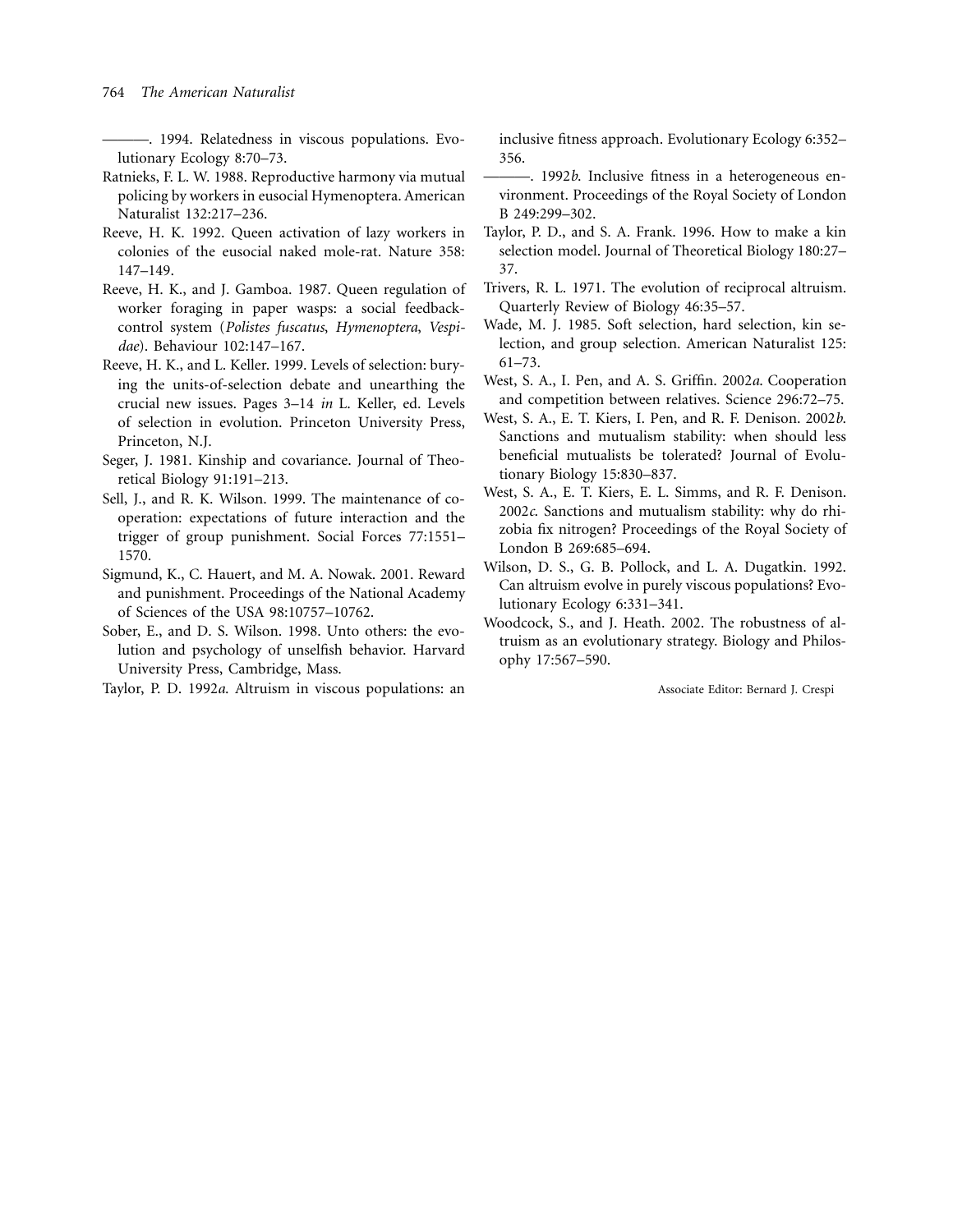———. 1994. Relatedness in viscous populations. Evolutionary Ecology 8:70–73.

Ratnieks, F. L. W. 1988. Reproductive harmony via mutual policing by workers in eusocial Hymenoptera. American Naturalist 132:217–236.

Reeve, H. K. 1992. Queen activation of lazy workers in colonies of the eusocial naked mole-rat. Nature 358: 147–149.

Reeve, H. K., and J. Gamboa. 1987. Queen regulation of worker foraging in paper wasps: a social feedback-control system (*Polistes fuscatus*, *Hymenoptera*, *Vespidae*). Behaviour 102:147–167.

Reeve, H. K., and L. Keller. 1999. Levels of selection: burying the units-of-selection debate and unearthing the crucial new issues. Pages 3–14 *in* L. Keller, ed. Levels of selection in evolution. Princeton University Press, Princeton, N.J.

Seger, J. 1981. Kinship and covariance. Journal of Theoretical Biology 91:191–213.

Sell, J., and R. K. Wilson. 1999. The maintenance of cooperation: expectations of future interaction and the trigger of group punishment. Social Forces 77:1551–1570.

Sigmund, K., C. Hauert, and M. A. Nowak. 2001. Reward and punishment. Proceedings of the National Academy of Sciences of the USA 98:10757–10762.

Sober, E., and D. S. Wilson. 1998. Unto others: the evolution and psychology of unselfish behavior. Harvard University Press, Cambridge, Mass.

Taylor, P. D. 1992*a*. Altruism in viscous populations: an inclusive fitness approach. Evolutionary Ecology 6:352–356.

———. 1992*b*. Inclusive fitness in a heterogeneous environment. Proceedings of the Royal Society of London B 249:299–302.

Taylor, P. D., and S. A. Frank. 1996. How to make a kin selection model. Journal of Theoretical Biology 180:27–37.

Trivers, R. L. 1971. The evolution of reciprocal altruism. Quarterly Review of Biology 46:35–57.

Wade, M. J. 1985. Soft selection, hard selection, kin selection, and group selection. American Naturalist 125: 61–73.

West, S. A., I. Pen, and A. S. Griffin. 2002*a*. Cooperation and competition between relatives. Science 296:72–75.

West, S. A., E. T. Kiers, I. Pen, and R. F. Denison. 2002*b*. Sanctions and mutualism stability: when should less beneficial mutualists be tolerated? Journal of Evolutionary Biology 15:830–837.

West, S. A., E. T. Kiers, E. L. Simms, and R. F. Denison. 2002*c*. Sanctions and mutualism stability: why do rhizobia fix nitrogen? Proceedings of the Royal Society of London B 269:685–694.

Wilson, D. S., G. B. Pollock, and L. A. Dugatkin. 1992. Can altruism evolve in purely viscous populations? Evolutionary Ecology 6:331–341.

Woodcock, S., and J. Heath. 2002. The robustness of altruism as an evolutionary strategy. Biology and Philosophy 17:567–590.

Associate Editor: Bernard J. Crespi